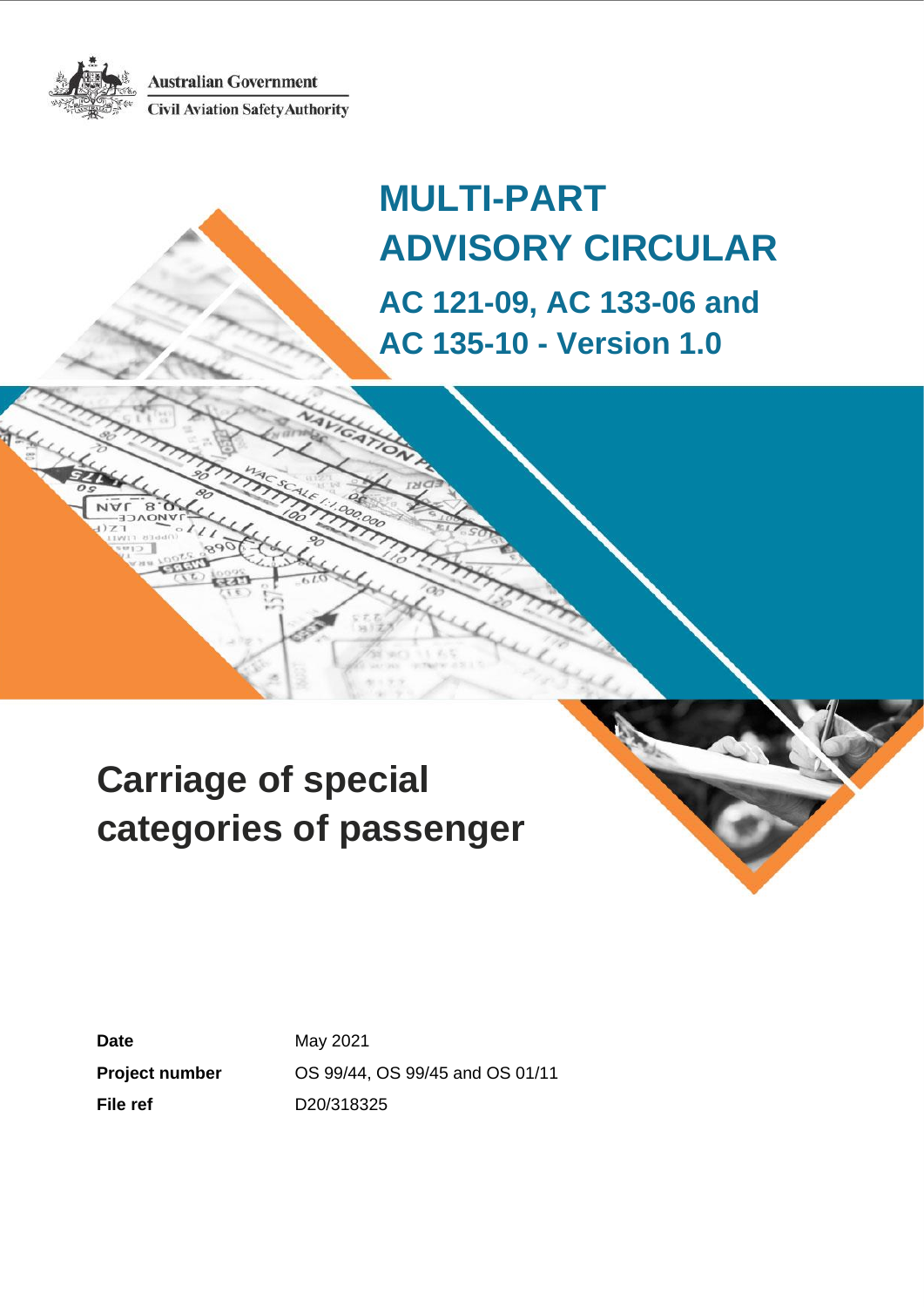Australian Government
Civil Aviation Safety Authority

# MULTI-PART ADVISORY CIRCULAR

## AC 121-09, AC 133-06 and AC 135-10 - Version 1.0

# Carriage of special categories of passenger

| | |
|---|---|
| **Date** | May 2021 |
| **Project number** | OS 99/44, OS 99/45 and OS 01/11 |
| **File ref** | D20/318325 |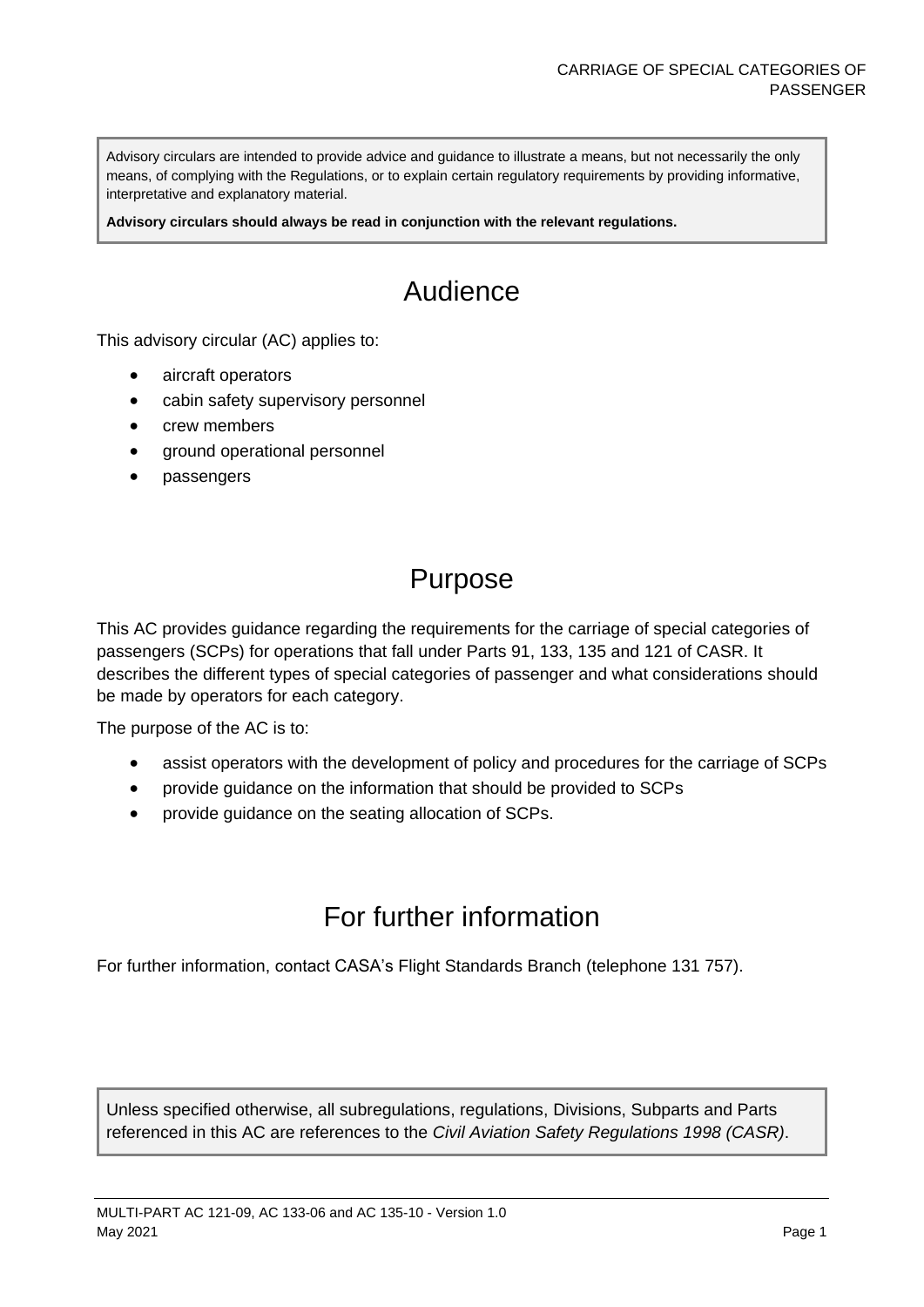Advisory circulars are intended to provide advice and guidance to illustrate a means, but not necessarily the only means, of complying with the Regulations, or to explain certain regulatory requirements by providing informative, interpretative and explanatory material.

**Advisory circulars should always be read in conjunction with the relevant regulations.**

# Audience

This advisory circular (AC) applies to:

- aircraft operators
- cabin safety supervisory personnel
- crew members
- ground operational personnel
- passengers

# Purpose

This AC provides guidance regarding the requirements for the carriage of special categories of passengers (SCPs) for operations that fall under Parts 91, 133, 135 and 121 of CASR. It describes the different types of special categories of passenger and what considerations should be made by operators for each category.

The purpose of the AC is to:

- assist operators with the development of policy and procedures for the carriage of SCPs
- provide guidance on the information that should be provided to SCPs
- provide guidance on the seating allocation of SCPs.

# For further information

For further information, contact CASA's Flight Standards Branch (telephone 131 757).

Unless specified otherwise, all subregulations, regulations, Divisions, Subparts and Parts referenced in this AC are references to the *Civil Aviation Safety Regulations 1998 (CASR)*.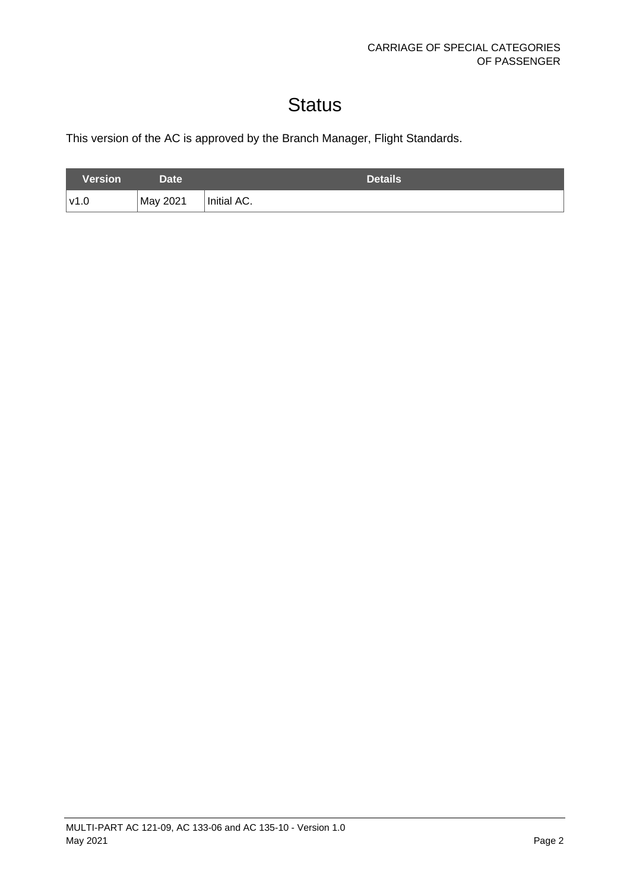# Status

This version of the AC is approved by the Branch Manager, Flight Standards.

| Version | Date | Details |
| --- | --- | --- |
| v1.0 | May 2021 | Initial AC. |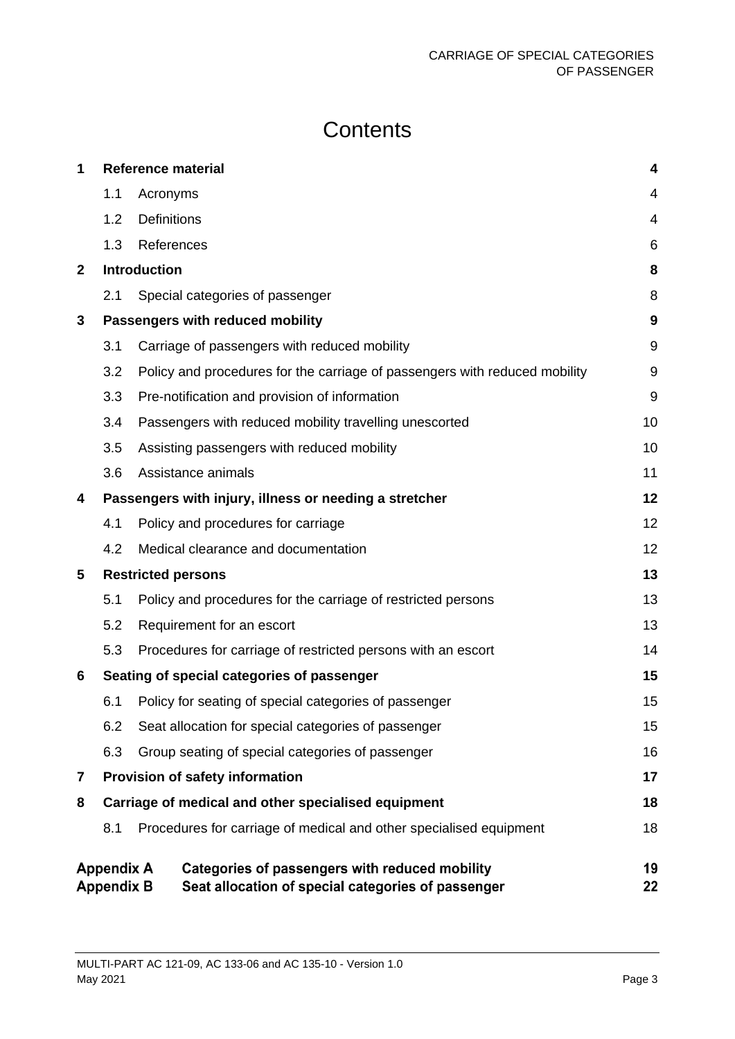# Contents

| | | | |
|---|---|---|---|
| **1** | **Reference material** | | **4** |
| | 1.1 | Acronyms | 4 |
| | 1.2 | Definitions | 4 |
| | 1.3 | References | 6 |
| **2** | **Introduction** | | **8** |
| | 2.1 | Special categories of passenger | 8 |
| **3** | **Passengers with reduced mobility** | | **9** |
| | 3.1 | Carriage of passengers with reduced mobility | 9 |
| | 3.2 | Policy and procedures for the carriage of passengers with reduced mobility | 9 |
| | 3.3 | Pre-notification and provision of information | 9 |
| | 3.4 | Passengers with reduced mobility travelling unescorted | 10 |
| | 3.5 | Assisting passengers with reduced mobility | 10 |
| | 3.6 | Assistance animals | 11 |
| **4** | **Passengers with injury, illness or needing a stretcher** | | **12** |
| | 4.1 | Policy and procedures for carriage | 12 |
| | 4.2 | Medical clearance and documentation | 12 |
| **5** | **Restricted persons** | | **13** |
| | 5.1 | Policy and procedures for the carriage of restricted persons | 13 |
| | 5.2 | Requirement for an escort | 13 |
| | 5.3 | Procedures for carriage of restricted persons with an escort | 14 |
| **6** | **Seating of special categories of passenger** | | **15** |
| | 6.1 | Policy for seating of special categories of passenger | 15 |
| | 6.2 | Seat allocation for special categories of passenger | 15 |
| | 6.3 | Group seating of special categories of passenger | 16 |
| **7** | **Provision of safety information** | | **17** |
| **8** | **Carriage of medical and other specialised equipment** | | **18** |
| | 8.1 | Procedures for carriage of medical and other specialised equipment | 18 |

| | | |
|---|---|---|
| **Appendix A** | **Categories of passengers with reduced mobility** | **19** |
| **Appendix B** | **Seat allocation of special categories of passenger** | **22** |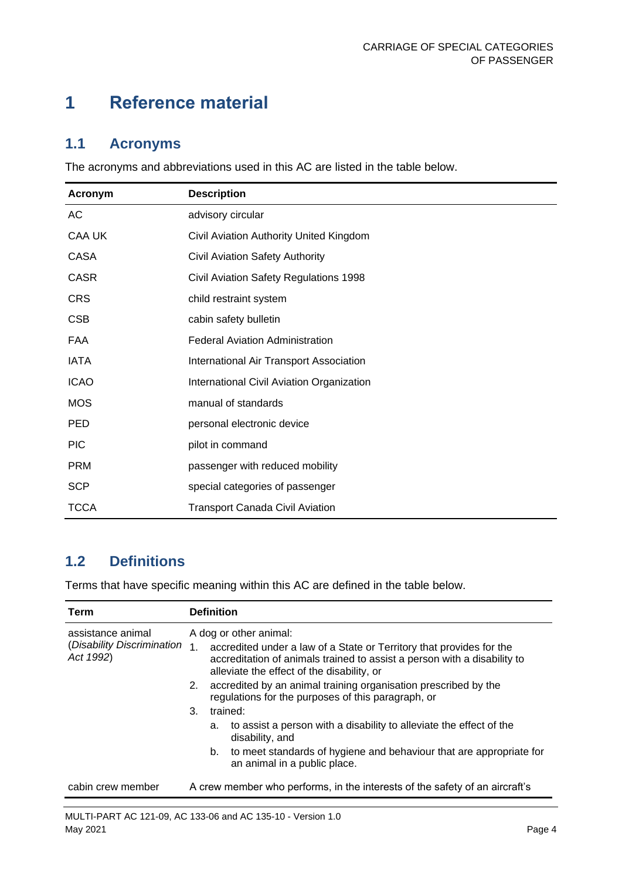# 1 Reference material

## 1.1 Acronyms

The acronyms and abbreviations used in this AC are listed in the table below.

| Acronym | Description |
| --- | --- |
| AC | advisory circular |
| CAA UK | Civil Aviation Authority United Kingdom |
| CASA | Civil Aviation Safety Authority |
| CASR | Civil Aviation Safety Regulations 1998 |
| CRS | child restraint system |
| CSB | cabin safety bulletin |
| FAA | Federal Aviation Administration |
| IATA | International Air Transport Association |
| ICAO | International Civil Aviation Organization |
| MOS | manual of standards |
| PED | personal electronic device |
| PIC | pilot in command |
| PRM | passenger with reduced mobility |
| SCP | special categories of passenger |
| TCCA | Transport Canada Civil Aviation |

## 1.2 Definitions

Terms that have specific meaning within this AC are defined in the table below.

| Term | Definition |
| --- | --- |
| assistance animal (*Disability Discrimination Act 1992*) | A dog or other animal: 1. accredited under a law of a State or Territory that provides for the accreditation of animals trained to assist a person with a disability to alleviate the effect of the disability, or 2. accredited by an animal training organisation prescribed by the regulations for the purposes of this paragraph, or 3. trained: a. to assist a person with a disability to alleviate the effect of the disability, and b. to meet standards of hygiene and behaviour that are appropriate for an animal in a public place. |
| cabin crew member | A crew member who performs, in the interests of the safety of an aircraft's |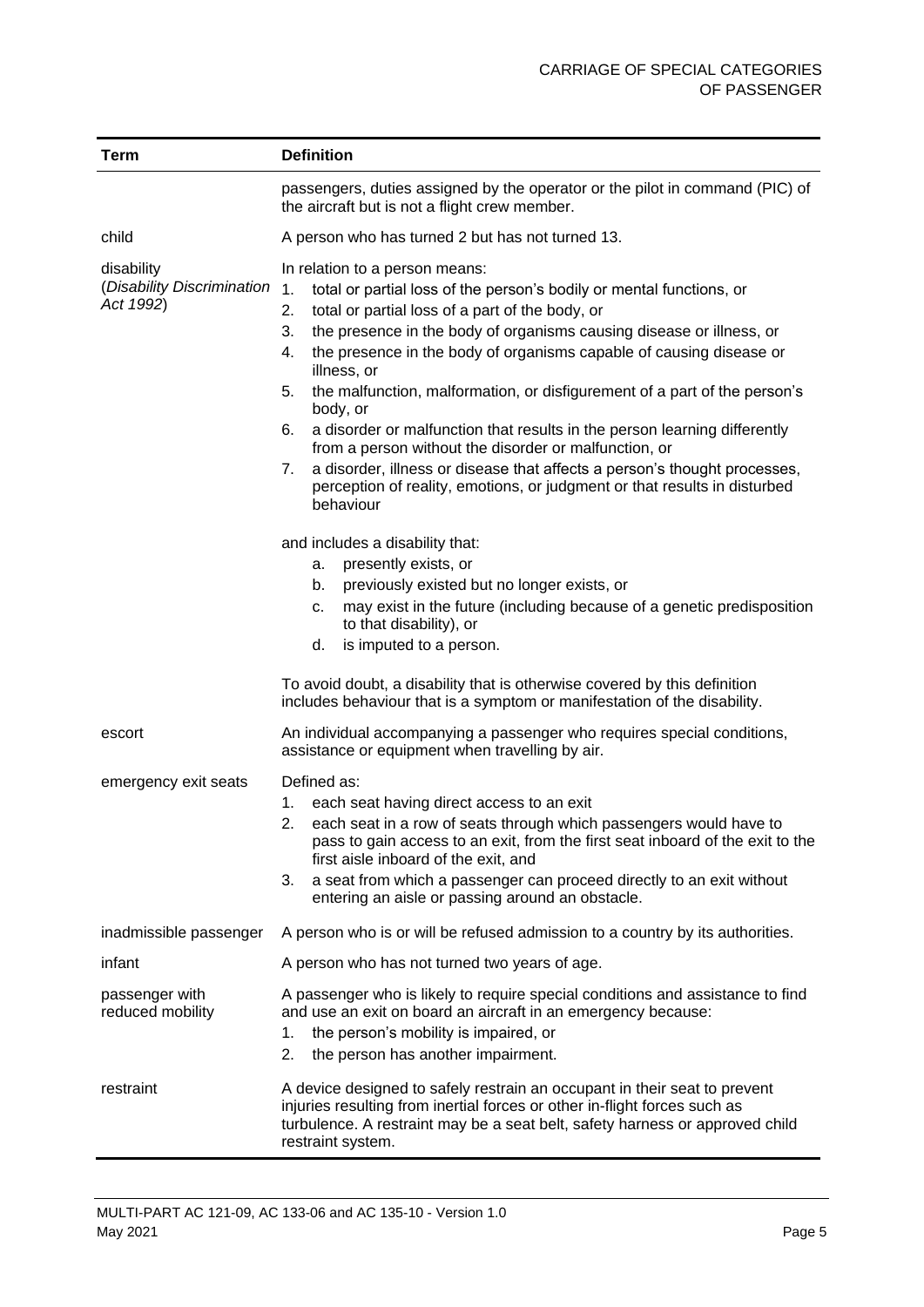| Term | Definition |
|---|---|
| | passengers, duties assigned by the operator or the pilot in command (PIC) of the aircraft but is not a flight crew member. |
| child | A person who has turned 2 but has not turned 13. |
| disability (*Disability Discrimination Act 1992*) | In relation to a person means:<br>1. total or partial loss of the person's bodily or mental functions, or<br>2. total or partial loss of a part of the body, or<br>3. the presence in the body of organisms causing disease or illness, or<br>4. the presence in the body of organisms capable of causing disease or illness, or<br>5. the malfunction, malformation, or disfigurement of a part of the person's body, or<br>6. a disorder or malfunction that results in the person learning differently from a person without the disorder or malfunction, or<br>7. a disorder, illness or disease that affects a person's thought processes, perception of reality, emotions, or judgment or that results in disturbed behaviour<br><br>and includes a disability that:<br>a. presently exists, or<br>b. previously existed but no longer exists, or<br>c. may exist in the future (including because of a genetic predisposition to that disability), or<br>d. is imputed to a person.<br><br>To avoid doubt, a disability that is otherwise covered by this definition includes behaviour that is a symptom or manifestation of the disability. |
| escort | An individual accompanying a passenger who requires special conditions, assistance or equipment when travelling by air. |
| emergency exit seats | Defined as:<br>1. each seat having direct access to an exit<br>2. each seat in a row of seats through which passengers would have to pass to gain access to an exit, from the first seat inboard of the exit to the first aisle inboard of the exit, and<br>3. a seat from which a passenger can proceed directly to an exit without entering an aisle or passing around an obstacle. |
| inadmissible passenger | A person who is or will be refused admission to a country by its authorities. |
| infant | A person who has not turned two years of age. |
| passenger with reduced mobility | A passenger who is likely to require special conditions and assistance to find and use an exit on board an aircraft in an emergency because:<br>1. the person's mobility is impaired, or<br>2. the person has another impairment. |
| restraint | A device designed to safely restrain an occupant in their seat to prevent injuries resulting from inertial forces or other in-flight forces such as turbulence. A restraint may be a seat belt, safety harness or approved child restraint system. |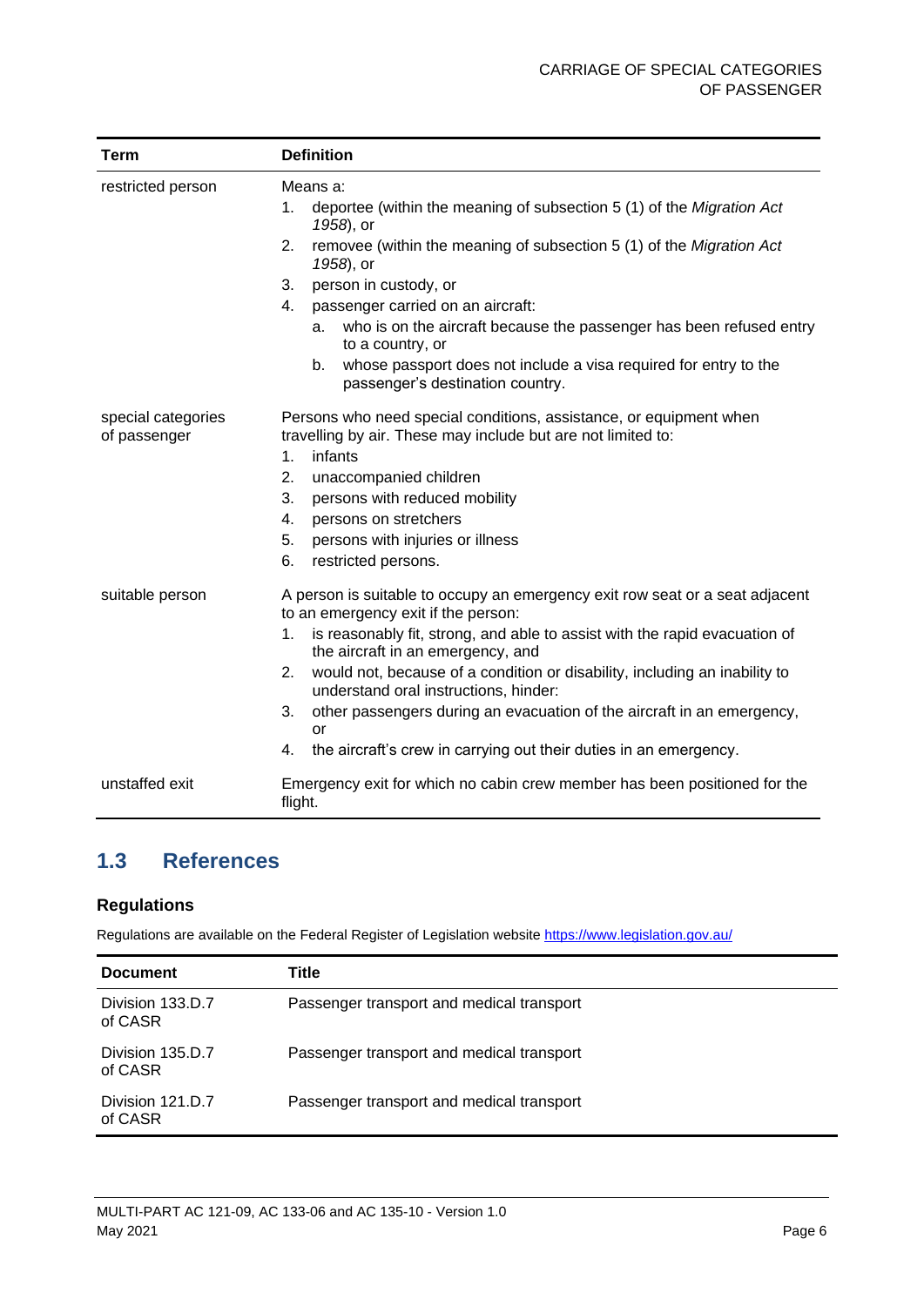| Term | Definition |
| --- | --- |
| restricted person | Means a:<br>1. deportee (within the meaning of subsection 5 (1) of the *Migration Act 1958*), or<br>2. removee (within the meaning of subsection 5 (1) of the *Migration Act 1958*), or<br>3. person in custody, or<br>4. passenger carried on an aircraft:<br>a. who is on the aircraft because the passenger has been refused entry to a country, or<br>b. whose passport does not include a visa required for entry to the passenger's destination country. |
| special categories of passenger | Persons who need special conditions, assistance, or equipment when travelling by air. These may include but are not limited to:<br>1. infants<br>2. unaccompanied children<br>3. persons with reduced mobility<br>4. persons on stretchers<br>5. persons with injuries or illness<br>6. restricted persons. |
| suitable person | A person is suitable to occupy an emergency exit row seat or a seat adjacent to an emergency exit if the person:<br>1. is reasonably fit, strong, and able to assist with the rapid evacuation of the aircraft in an emergency, and<br>2. would not, because of a condition or disability, including an inability to understand oral instructions, hinder:<br>3. other passengers during an evacuation of the aircraft in an emergency, or<br>4. the aircraft's crew in carrying out their duties in an emergency. |
| unstaffed exit | Emergency exit for which no cabin crew member has been positioned for the flight. |

## 1.3 References

### Regulations

Regulations are available on the Federal Register of Legislation website https://www.legislation.gov.au/

| Document | Title |
| --- | --- |
| Division 133.D.7 of CASR | Passenger transport and medical transport |
| Division 135.D.7 of CASR | Passenger transport and medical transport |
| Division 121.D.7 of CASR | Passenger transport and medical transport |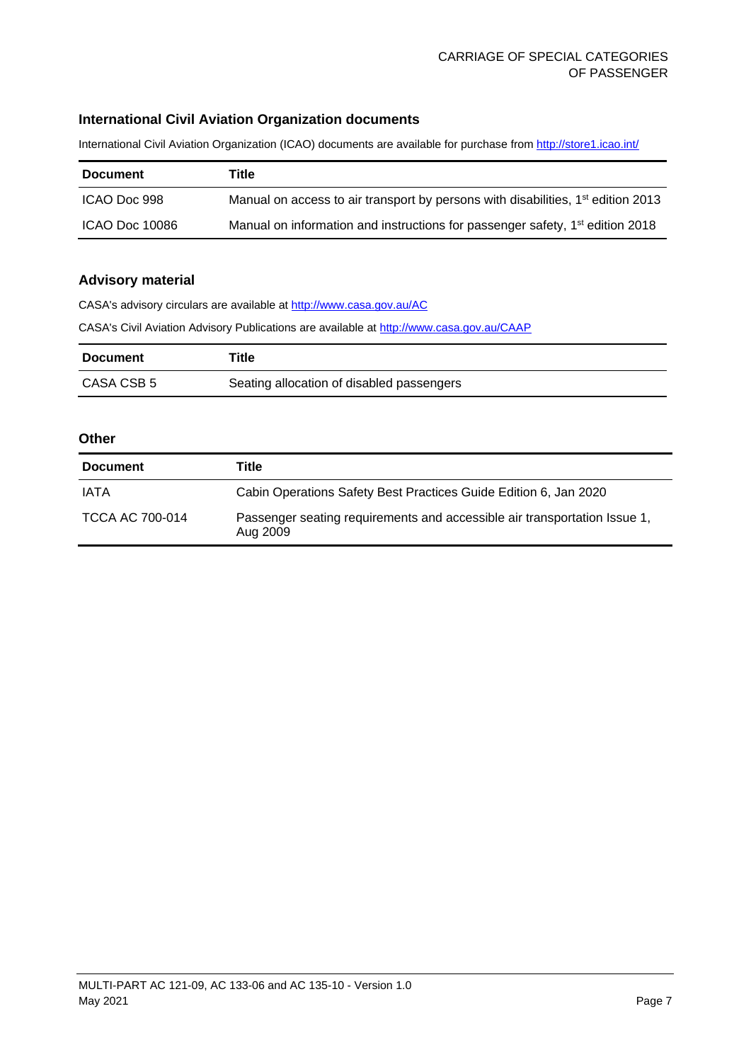### International Civil Aviation Organization documents

International Civil Aviation Organization (ICAO) documents are available for purchase from http://store1.icao.int/

| Document | Title |
| --- | --- |
| ICAO Doc 998 | Manual on access to air transport by persons with disabilities, 1st edition 2013 |
| ICAO Doc 10086 | Manual on information and instructions for passenger safety, 1st edition 2018 |

### Advisory material

CASA's advisory circulars are available at http://www.casa.gov.au/AC

CASA's Civil Aviation Advisory Publications are available at http://www.casa.gov.au/CAAP

| Document | Title |
| --- | --- |
| CASA CSB 5 | Seating allocation of disabled passengers |

### Other

| Document | Title |
| --- | --- |
| IATA | Cabin Operations Safety Best Practices Guide Edition 6, Jan 2020 |
| TCCA AC 700-014 | Passenger seating requirements and accessible air transportation Issue 1, Aug 2009 |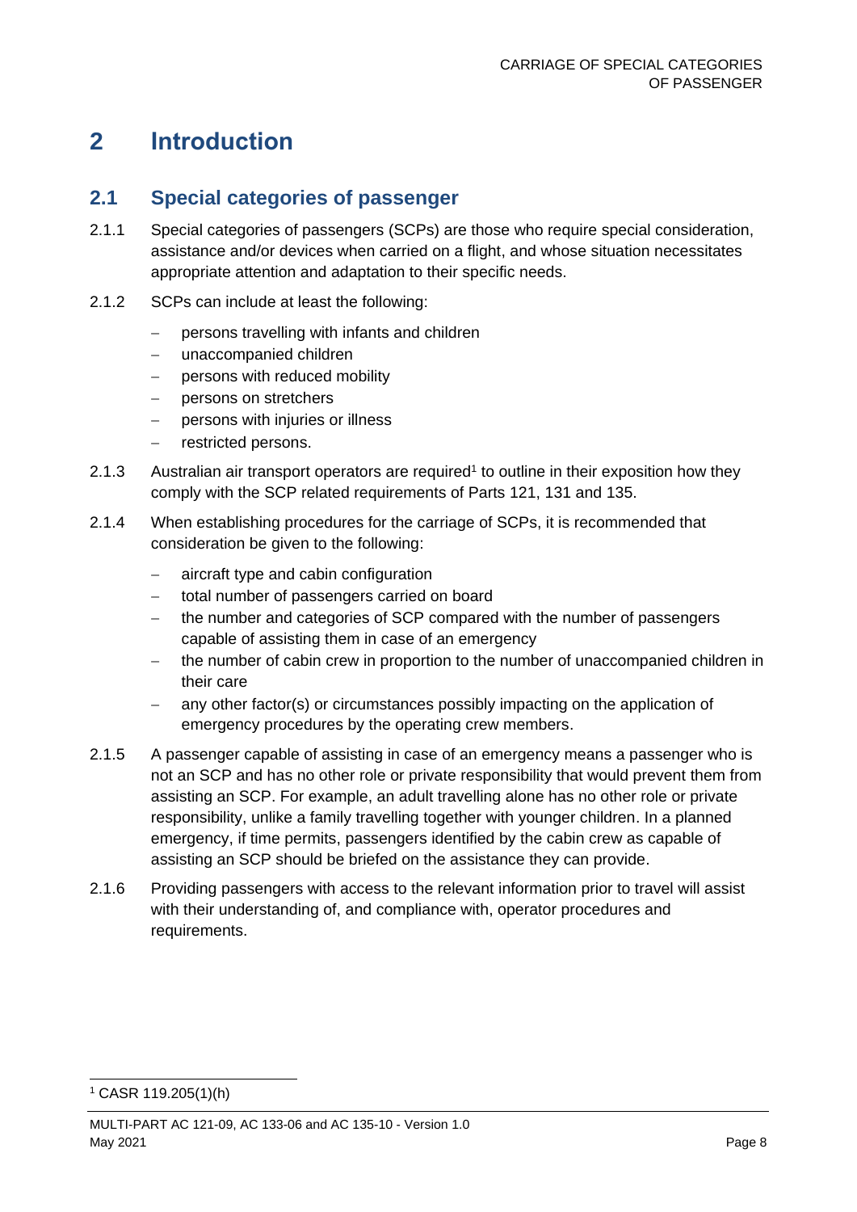# 2 Introduction

## 2.1 Special categories of passenger

2.1.1 Special categories of passengers (SCPs) are those who require special consideration, assistance and/or devices when carried on a flight, and whose situation necessitates appropriate attention and adaptation to their specific needs.

2.1.2 SCPs can include at least the following:

- persons travelling with infants and children
- unaccompanied children
- persons with reduced mobility
- persons on stretchers
- persons with injuries or illness
- restricted persons.

2.1.3 Australian air transport operators are required[1] to outline in their exposition how they comply with the SCP related requirements of Parts 121, 131 and 135.

2.1.4 When establishing procedures for the carriage of SCPs, it is recommended that consideration be given to the following:

- aircraft type and cabin configuration
- total number of passengers carried on board
- the number and categories of SCP compared with the number of passengers capable of assisting them in case of an emergency
- the number of cabin crew in proportion to the number of unaccompanied children in their care
- any other factor(s) or circumstances possibly impacting on the application of emergency procedures by the operating crew members.

2.1.5 A passenger capable of assisting in case of an emergency means a passenger who is not an SCP and has no other role or private responsibility that would prevent them from assisting an SCP. For example, an adult travelling alone has no other role or private responsibility, unlike a family travelling together with younger children. In a planned emergency, if time permits, passengers identified by the cabin crew as capable of assisting an SCP should be briefed on the assistance they can provide.

2.1.6 Providing passengers with access to the relevant information prior to travel will assist with their understanding of, and compliance with, operator procedures and requirements.

[1] CASR 119.205(1)(h)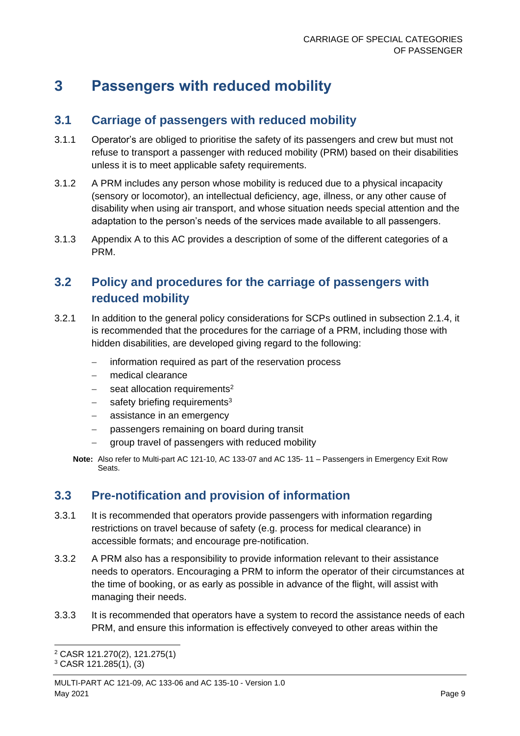# 3 Passengers with reduced mobility

## 3.1 Carriage of passengers with reduced mobility

3.1.1 Operator's are obliged to prioritise the safety of its passengers and crew but must not refuse to transport a passenger with reduced mobility (PRM) based on their disabilities unless it is to meet applicable safety requirements.

3.1.2 A PRM includes any person whose mobility is reduced due to a physical incapacity (sensory or locomotor), an intellectual deficiency, age, illness, or any other cause of disability when using air transport, and whose situation needs special attention and the adaptation to the person's needs of the services made available to all passengers.

3.1.3 Appendix A to this AC provides a description of some of the different categories of a PRM.

## 3.2 Policy and procedures for the carriage of passengers with reduced mobility

3.2.1 In addition to the general policy considerations for SCPs outlined in subsection 2.1.4, it is recommended that the procedures for the carriage of a PRM, including those with hidden disabilities, are developed giving regard to the following:

- information required as part of the reservation process
- medical clearance
- seat allocation requirements[2]
- safety briefing requirements[3]
- assistance in an emergency
- passengers remaining on board during transit
- group travel of passengers with reduced mobility

**Note:** Also refer to Multi-part AC 121-10, AC 133-07 and AC 135- 11 – Passengers in Emergency Exit Row Seats.

## 3.3 Pre-notification and provision of information

3.3.1 It is recommended that operators provide passengers with information regarding restrictions on travel because of safety (e.g. process for medical clearance) in accessible formats; and encourage pre-notification.

3.3.2 A PRM also has a responsibility to provide information relevant to their assistance needs to operators. Encouraging a PRM to inform the operator of their circumstances at the time of booking, or as early as possible in advance of the flight, will assist with managing their needs.

3.3.3 It is recommended that operators have a system to record the assistance needs of each PRM, and ensure this information is effectively conveyed to other areas within the

[2] CASR 121.270(2), 121.275(1)

[3] CASR 121.285(1), (3)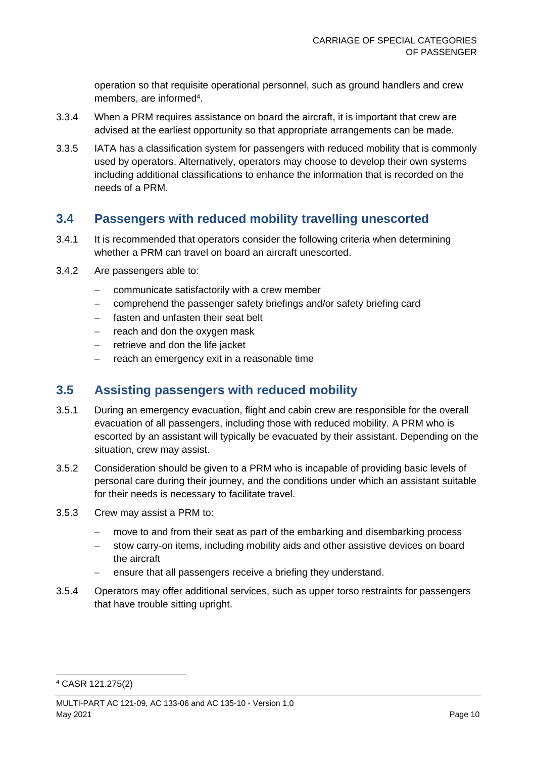operation so that requisite operational personnel, such as ground handlers and crew members, are informed[4].

3.3.4 When a PRM requires assistance on board the aircraft, it is important that crew are advised at the earliest opportunity so that appropriate arrangements can be made.

3.3.5 IATA has a classification system for passengers with reduced mobility that is commonly used by operators. Alternatively, operators may choose to develop their own systems including additional classifications to enhance the information that is recorded on the needs of a PRM.

## 3.4 Passengers with reduced mobility travelling unescorted

3.4.1 It is recommended that operators consider the following criteria when determining whether a PRM can travel on board an aircraft unescorted.

3.4.2 Are passengers able to:

- communicate satisfactorily with a crew member
- comprehend the passenger safety briefings and/or safety briefing card
- fasten and unfasten their seat belt
- reach and don the oxygen mask
- retrieve and don the life jacket
- reach an emergency exit in a reasonable time

## 3.5 Assisting passengers with reduced mobility

3.5.1 During an emergency evacuation, flight and cabin crew are responsible for the overall evacuation of all passengers, including those with reduced mobility. A PRM who is escorted by an assistant will typically be evacuated by their assistant. Depending on the situation, crew may assist.

3.5.2 Consideration should be given to a PRM who is incapable of providing basic levels of personal care during their journey, and the conditions under which an assistant suitable for their needs is necessary to facilitate travel.

3.5.3 Crew may assist a PRM to:

- move to and from their seat as part of the embarking and disembarking process
- stow carry-on items, including mobility aids and other assistive devices on board the aircraft
- ensure that all passengers receive a briefing they understand.

3.5.4 Operators may offer additional services, such as upper torso restraints for passengers that have trouble sitting upright.

[4] CASR 121.275(2)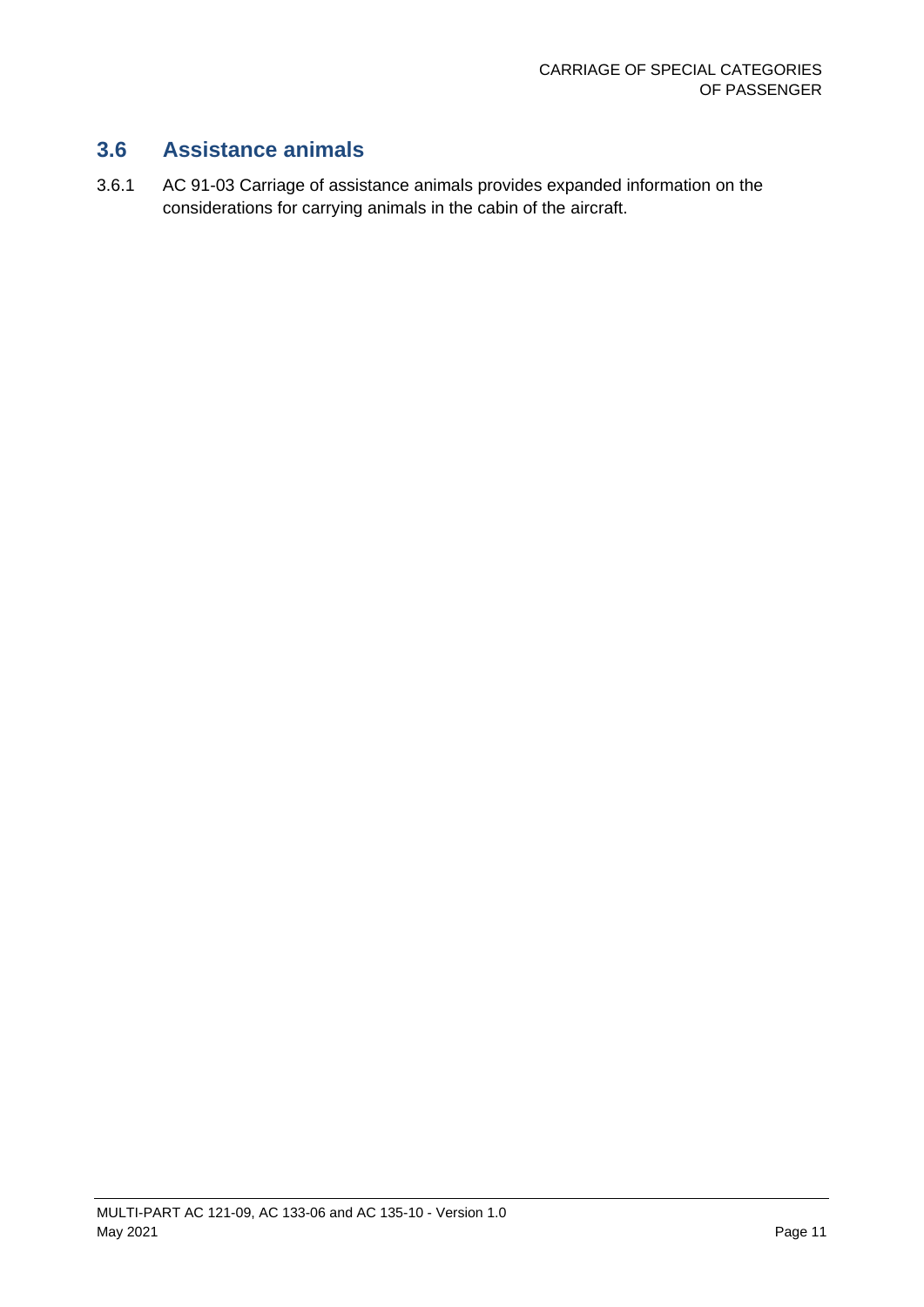## 3.6 Assistance animals

3.6.1 AC 91-03 Carriage of assistance animals provides expanded information on the considerations for carrying animals in the cabin of the aircraft.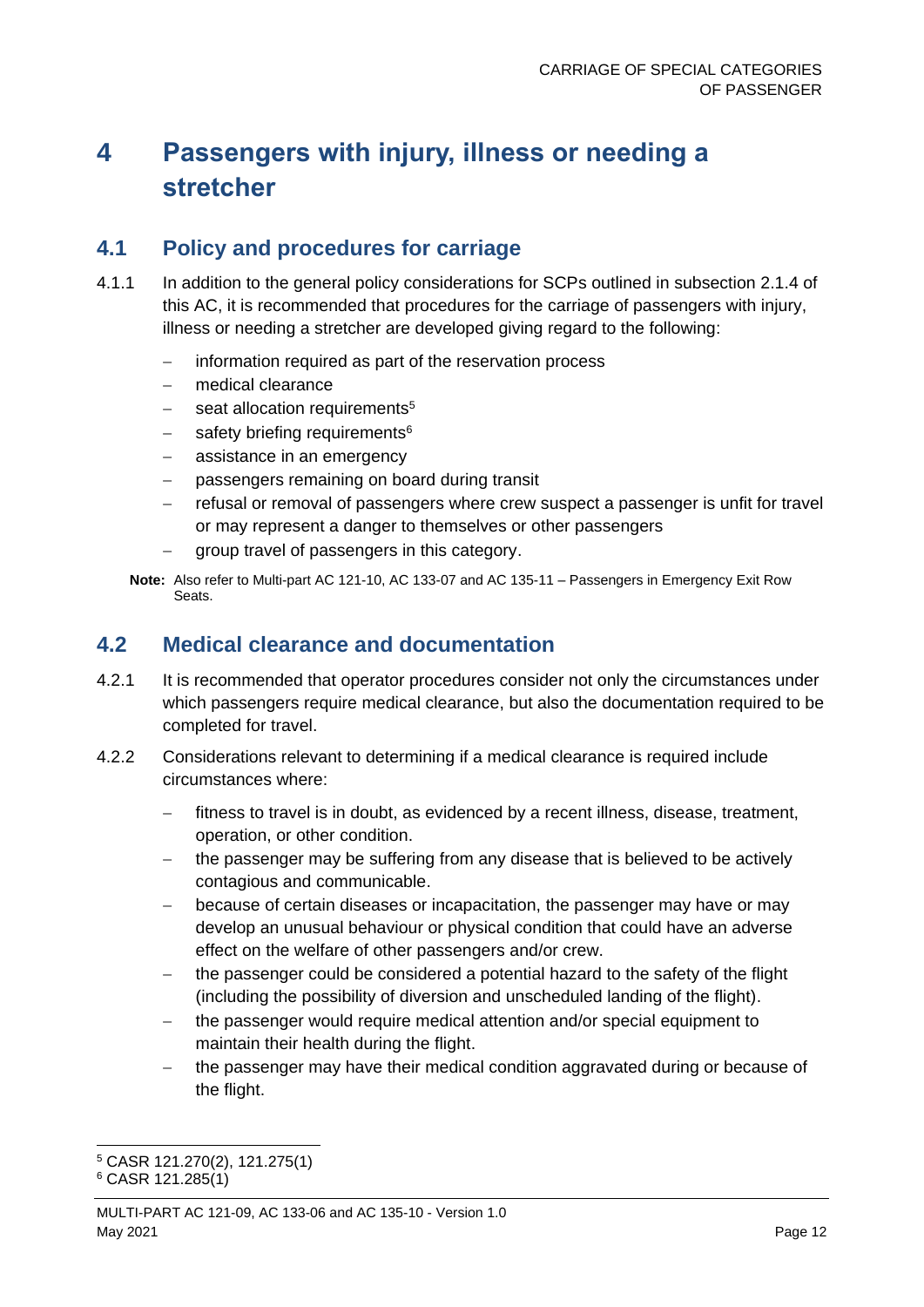# 4 Passengers with injury, illness or needing a stretcher

## 4.1 Policy and procedures for carriage

4.1.1 In addition to the general policy considerations for SCPs outlined in subsection 2.1.4 of this AC, it is recommended that procedures for the carriage of passengers with injury, illness or needing a stretcher are developed giving regard to the following:

- information required as part of the reservation process
- medical clearance
- seat allocation requirements[5]
- safety briefing requirements[6]
- assistance in an emergency
- passengers remaining on board during transit
- refusal or removal of passengers where crew suspect a passenger is unfit for travel or may represent a danger to themselves or other passengers
- group travel of passengers in this category.

**Note:** Also refer to Multi-part AC 121-10, AC 133-07 and AC 135-11 – Passengers in Emergency Exit Row Seats.

## 4.2 Medical clearance and documentation

4.2.1 It is recommended that operator procedures consider not only the circumstances under which passengers require medical clearance, but also the documentation required to be completed for travel.

4.2.2 Considerations relevant to determining if a medical clearance is required include circumstances where:

- fitness to travel is in doubt, as evidenced by a recent illness, disease, treatment, operation, or other condition.
- the passenger may be suffering from any disease that is believed to be actively contagious and communicable.
- because of certain diseases or incapacitation, the passenger may have or may develop an unusual behaviour or physical condition that could have an adverse effect on the welfare of other passengers and/or crew.
- the passenger could be considered a potential hazard to the safety of the flight (including the possibility of diversion and unscheduled landing of the flight).
- the passenger would require medical attention and/or special equipment to maintain their health during the flight.
- the passenger may have their medical condition aggravated during or because of the flight.

[5] CASR 121.270(2), 121.275(1)

[6] CASR 121.285(1)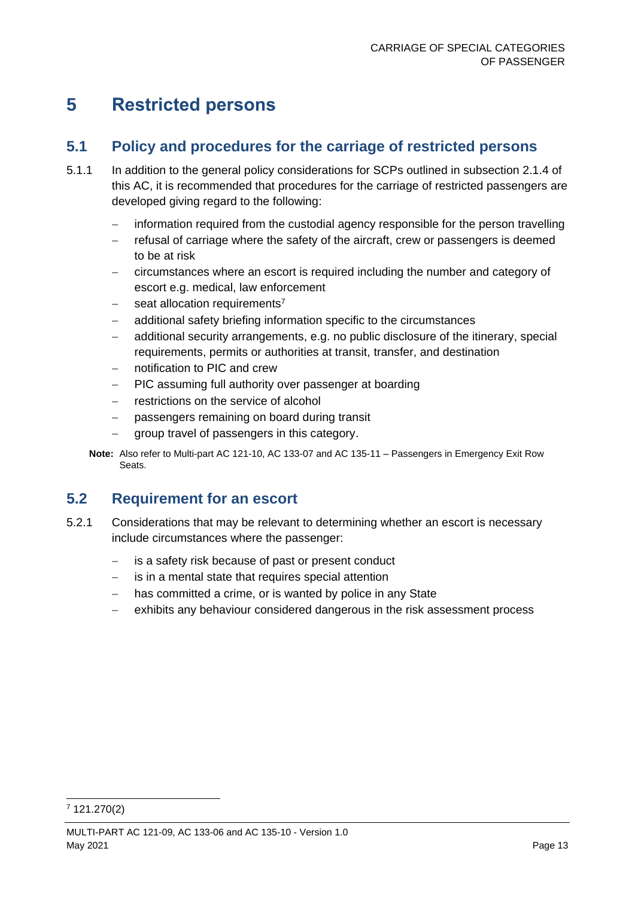# 5 Restricted persons

## 5.1 Policy and procedures for the carriage of restricted persons

5.1.1 In addition to the general policy considerations for SCPs outlined in subsection 2.1.4 of this AC, it is recommended that procedures for the carriage of restricted passengers are developed giving regard to the following:

- information required from the custodial agency responsible for the person travelling
- refusal of carriage where the safety of the aircraft, crew or passengers is deemed to be at risk
- circumstances where an escort is required including the number and category of escort e.g. medical, law enforcement
- seat allocation requirements[7]
- additional safety briefing information specific to the circumstances
- additional security arrangements, e.g. no public disclosure of the itinerary, special requirements, permits or authorities at transit, transfer, and destination
- notification to PIC and crew
- PIC assuming full authority over passenger at boarding
- restrictions on the service of alcohol
- passengers remaining on board during transit
- group travel of passengers in this category.

**Note:** Also refer to Multi-part AC 121-10, AC 133-07 and AC 135-11 – Passengers in Emergency Exit Row Seats.

## 5.2 Requirement for an escort

5.2.1 Considerations that may be relevant to determining whether an escort is necessary include circumstances where the passenger:

- is a safety risk because of past or present conduct
- is in a mental state that requires special attention
- has committed a crime, or is wanted by police in any State
- exhibits any behaviour considered dangerous in the risk assessment process

[7] 121.270(2)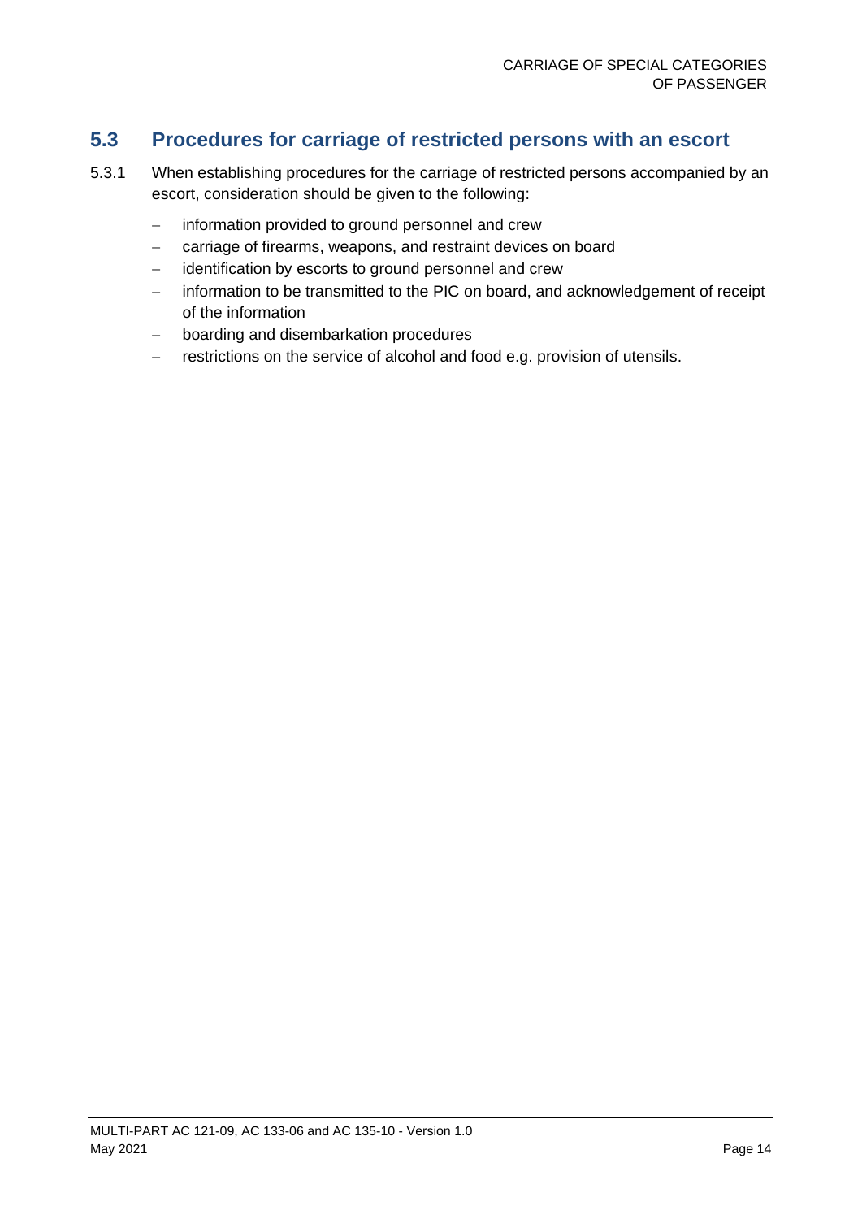## 5.3 Procedures for carriage of restricted persons with an escort

5.3.1 When establishing procedures for the carriage of restricted persons accompanied by an escort, consideration should be given to the following:

- information provided to ground personnel and crew
- carriage of firearms, weapons, and restraint devices on board
- identification by escorts to ground personnel and crew
- information to be transmitted to the PIC on board, and acknowledgement of receipt of the information
- boarding and disembarkation procedures
- restrictions on the service of alcohol and food e.g. provision of utensils.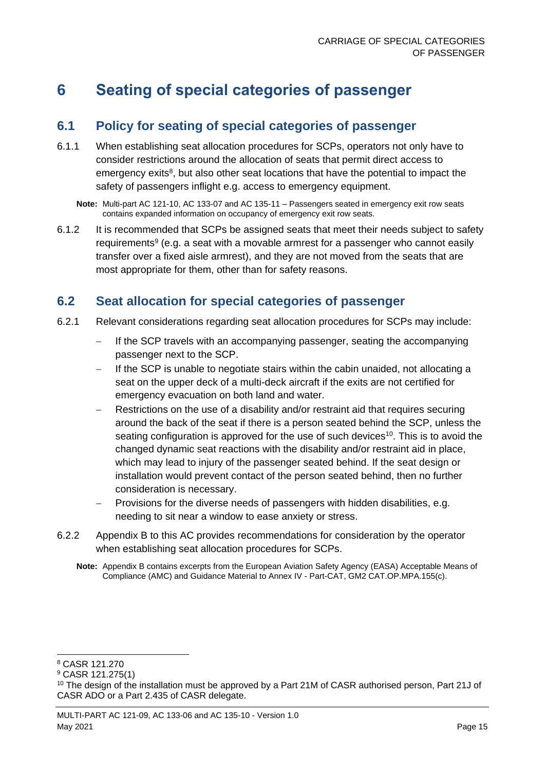# 6 Seating of special categories of passenger

## 6.1 Policy for seating of special categories of passenger

6.1.1 When establishing seat allocation procedures for SCPs, operators not only have to consider restrictions around the allocation of seats that permit direct access to emergency exits[8], but also other seat locations that have the potential to impact the safety of passengers inflight e.g. access to emergency equipment.

**Note:** Multi-part AC 121-10, AC 133-07 and AC 135-11 – Passengers seated in emergency exit row seats contains expanded information on occupancy of emergency exit row seats.

6.1.2 It is recommended that SCPs be assigned seats that meet their needs subject to safety requirements[9] (e.g. a seat with a movable armrest for a passenger who cannot easily transfer over a fixed aisle armrest), and they are not moved from the seats that are most appropriate for them, other than for safety reasons.

## 6.2 Seat allocation for special categories of passenger

6.2.1 Relevant considerations regarding seat allocation procedures for SCPs may include:

- If the SCP travels with an accompanying passenger, seating the accompanying passenger next to the SCP.
- If the SCP is unable to negotiate stairs within the cabin unaided, not allocating a seat on the upper deck of a multi-deck aircraft if the exits are not certified for emergency evacuation on both land and water.
- Restrictions on the use of a disability and/or restraint aid that requires securing around the back of the seat if there is a person seated behind the SCP, unless the seating configuration is approved for the use of such devices[10]. This is to avoid the changed dynamic seat reactions with the disability and/or restraint aid in place, which may lead to injury of the passenger seated behind. If the seat design or installation would prevent contact of the person seated behind, then no further consideration is necessary.
- Provisions for the diverse needs of passengers with hidden disabilities, e.g. needing to sit near a window to ease anxiety or stress.

6.2.2 Appendix B to this AC provides recommendations for consideration by the operator when establishing seat allocation procedures for SCPs.

**Note:** Appendix B contains excerpts from the European Aviation Safety Agency (EASA) Acceptable Means of Compliance (AMC) and Guidance Material to Annex IV - Part-CAT, GM2 CAT.OP.MPA.155(c).

---

[8] CASR 121.270

[9] CASR 121.275(1)

[10] The design of the installation must be approved by a Part 21M of CASR authorised person, Part 21J of CASR ADO or a Part 2.435 of CASR delegate.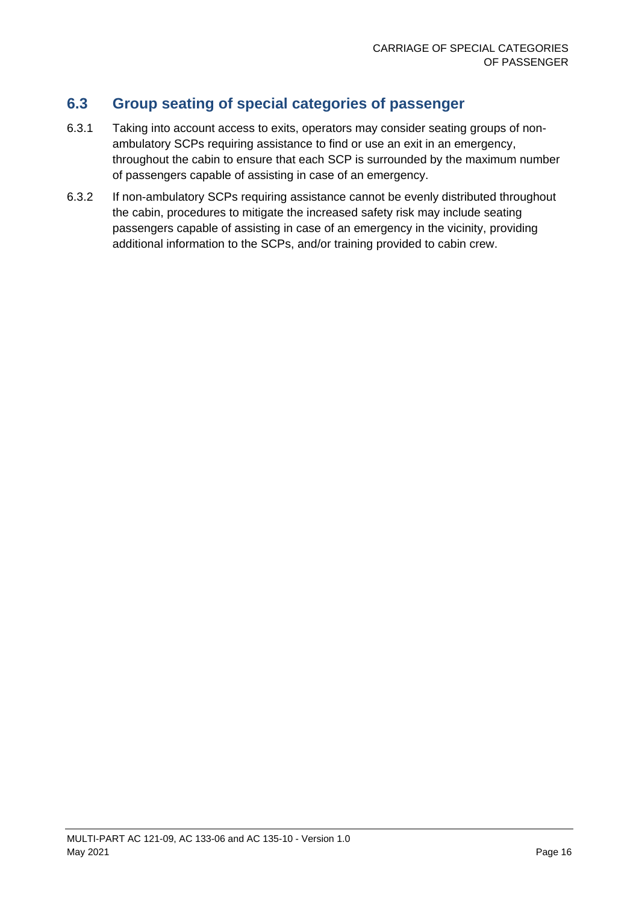## 6.3 Group seating of special categories of passenger

6.3.1 Taking into account access to exits, operators may consider seating groups of non-ambulatory SCPs requiring assistance to find or use an exit in an emergency, throughout the cabin to ensure that each SCP is surrounded by the maximum number of passengers capable of assisting in case of an emergency.

6.3.2 If non-ambulatory SCPs requiring assistance cannot be evenly distributed throughout the cabin, procedures to mitigate the increased safety risk may include seating passengers capable of assisting in case of an emergency in the vicinity, providing additional information to the SCPs, and/or training provided to cabin crew.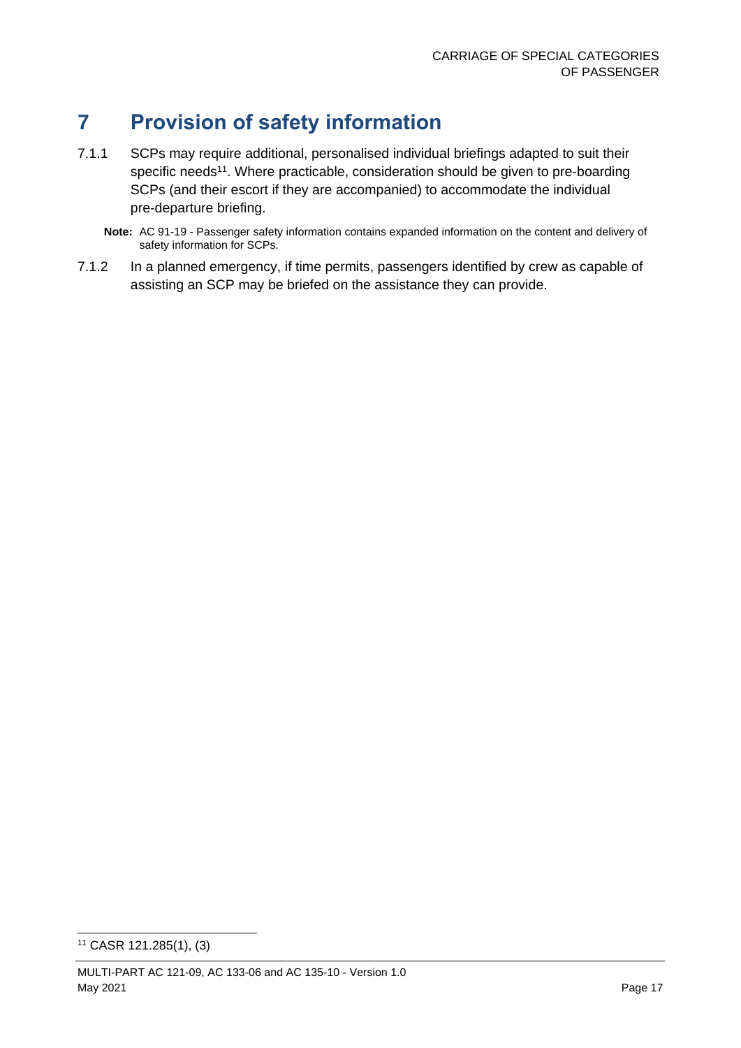# 7 Provision of safety information

7.1.1 SCPs may require additional, personalised individual briefings adapted to suit their specific needs[11]. Where practicable, consideration should be given to pre-boarding SCPs (and their escort if they are accompanied) to accommodate the individual pre-departure briefing.

**Note:** AC 91-19 - Passenger safety information contains expanded information on the content and delivery of safety information for SCPs.

7.1.2 In a planned emergency, if time permits, passengers identified by crew as capable of assisting an SCP may be briefed on the assistance they can provide.

[11] CASR 121.285(1), (3)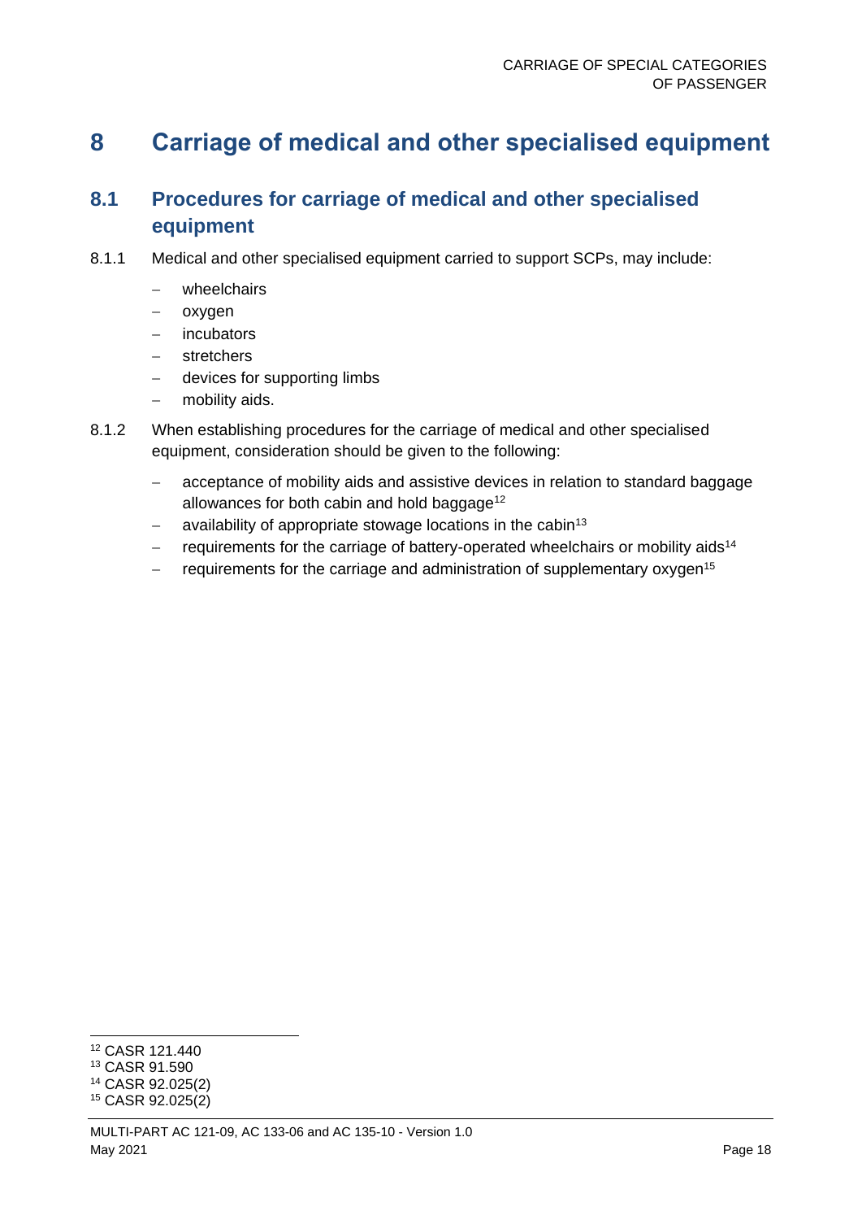# 8 Carriage of medical and other specialised equipment

## 8.1 Procedures for carriage of medical and other specialised equipment

8.1.1 Medical and other specialised equipment carried to support SCPs, may include:

- wheelchairs
- oxygen
- incubators
- stretchers
- devices for supporting limbs
- mobility aids.

8.1.2 When establishing procedures for the carriage of medical and other specialised equipment, consideration should be given to the following:

- acceptance of mobility aids and assistive devices in relation to standard baggage allowances for both cabin and hold baggage[12]
- availability of appropriate stowage locations in the cabin[13]
- requirements for the carriage of battery-operated wheelchairs or mobility aids[14]
- requirements for the carriage and administration of supplementary oxygen[15]

---

[12] CASR 121.440
[13] CASR 91.590
[14] CASR 92.025(2)
[15] CASR 92.025(2)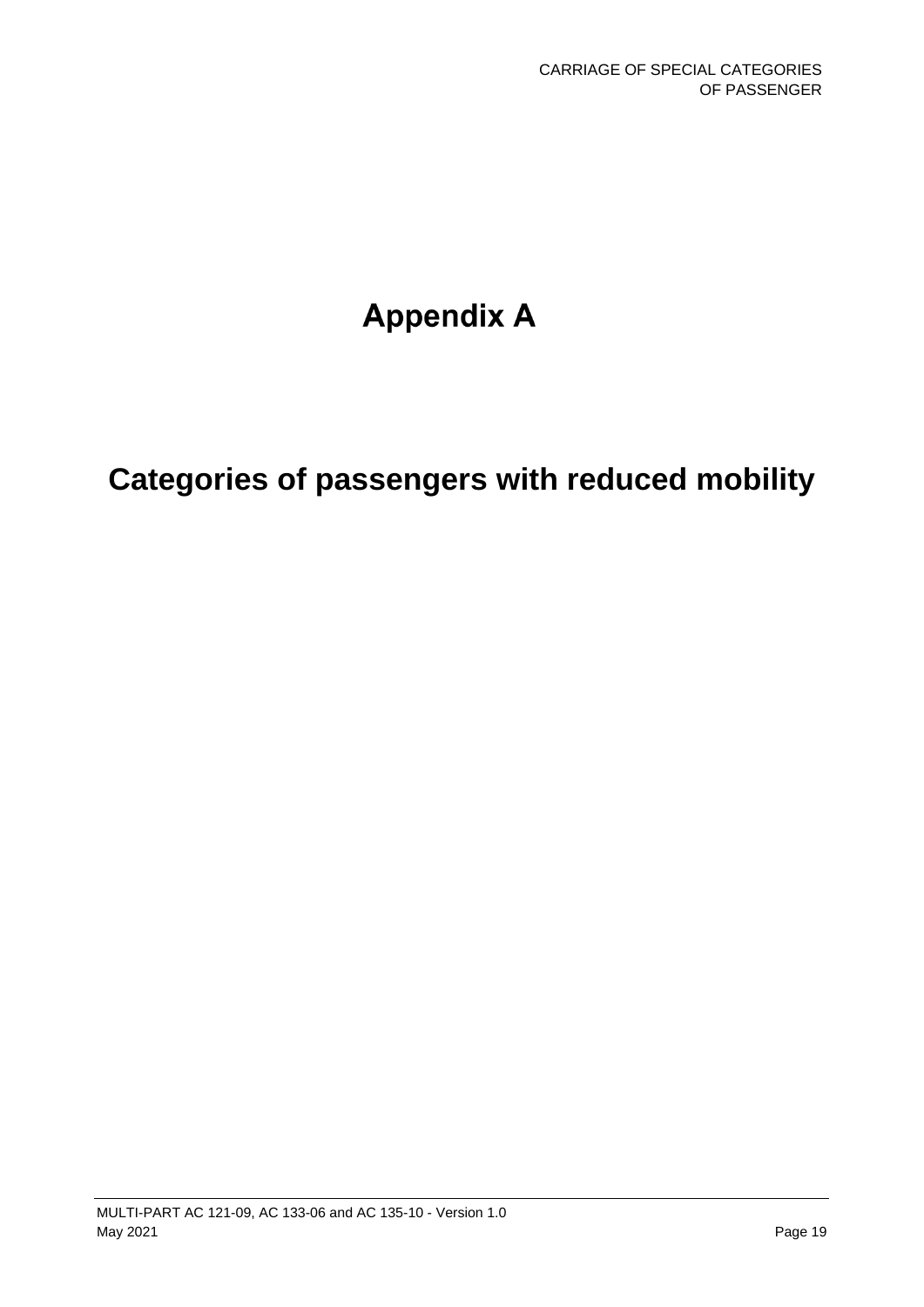# Appendix A

# Categories of passengers with reduced mobility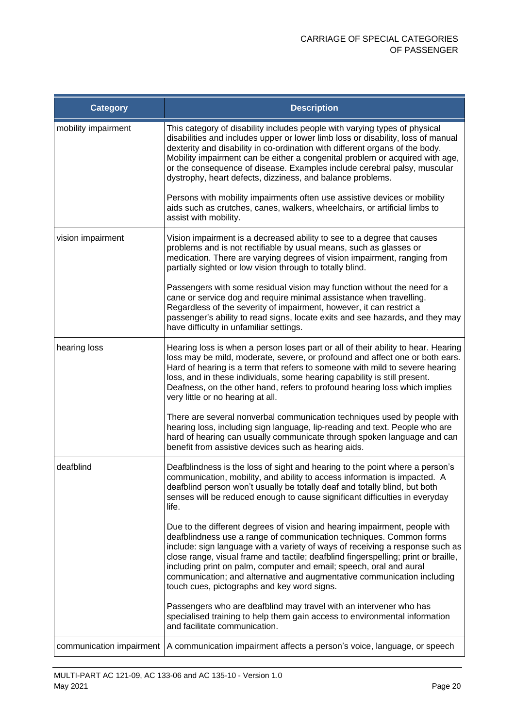| Category | Description |
|---|---|
| mobility impairment | This category of disability includes people with varying types of physical disabilities and includes upper or lower limb loss or disability, loss of manual dexterity and disability in co-ordination with different organs of the body. Mobility impairment can be either a congenital problem or acquired with age, or the consequence of disease. Examples include cerebral palsy, muscular dystrophy, heart defects, dizziness, and balance problems.<br><br>Persons with mobility impairments often use assistive devices or mobility aids such as crutches, canes, walkers, wheelchairs, or artificial limbs to assist with mobility. |
| vision impairment | Vision impairment is a decreased ability to see to a degree that causes problems and is not rectifiable by usual means, such as glasses or medication. There are varying degrees of vision impairment, ranging from partially sighted or low vision through to totally blind.<br><br>Passengers with some residual vision may function without the need for a cane or service dog and require minimal assistance when travelling. Regardless of the severity of impairment, however, it can restrict a passenger's ability to read signs, locate exits and see hazards, and they may have difficulty in unfamiliar settings. |
| hearing loss | Hearing loss is when a person loses part or all of their ability to hear. Hearing loss may be mild, moderate, severe, or profound and affect one or both ears. Hard of hearing is a term that refers to someone with mild to severe hearing loss, and in these individuals, some hearing capability is still present. Deafness, on the other hand, refers to profound hearing loss which implies very little or no hearing at all.<br><br>There are several nonverbal communication techniques used by people with hearing loss, including sign language, lip-reading and text. People who are hard of hearing can usually communicate through spoken language and can benefit from assistive devices such as hearing aids. |
| deafblind | Deafblindness is the loss of sight and hearing to the point where a person's communication, mobility, and ability to access information is impacted. A deafblind person won't usually be totally deaf and totally blind, but both senses will be reduced enough to cause significant difficulties in everyday life.<br><br>Due to the different degrees of vision and hearing impairment, people with deafblindness use a range of communication techniques. Common forms include: sign language with a variety of ways of receiving a response such as close range, visual frame and tactile; deafblind fingerspelling; print or braille, including print on palm, computer and email; speech, oral and aural communication; and alternative and augmentative communication including touch cues, pictographs and key word signs.<br><br>Passengers who are deafblind may travel with an intervener who has specialised training to help them gain access to environmental information and facilitate communication. |
| communication impairment | A communication impairment affects a person's voice, language, or speech |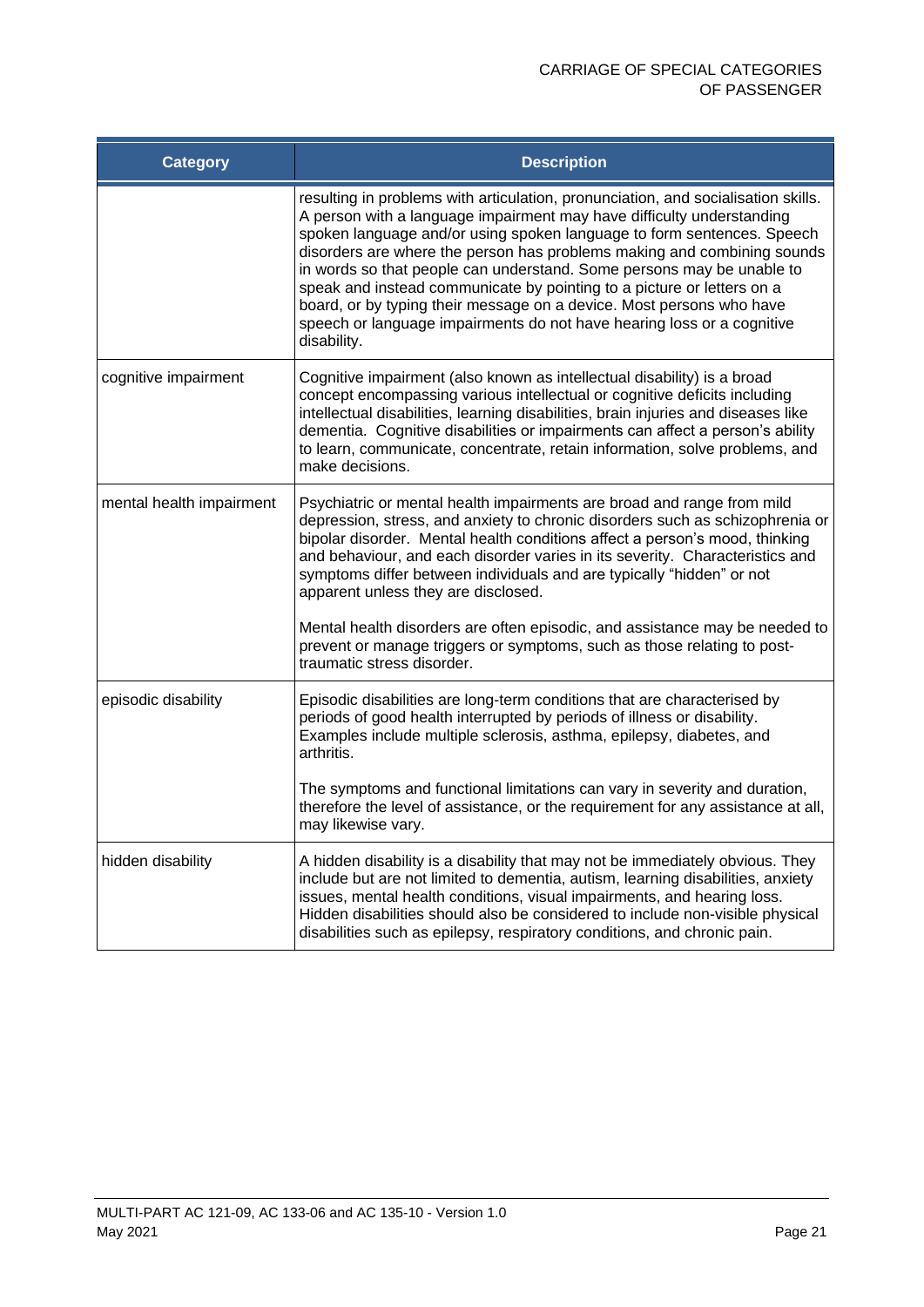| Category | Description |
|---|---|
| | resulting in problems with articulation, pronunciation, and socialisation skills. A person with a language impairment may have difficulty understanding spoken language and/or using spoken language to form sentences. Speech disorders are where the person has problems making and combining sounds in words so that people can understand. Some persons may be unable to speak and instead communicate by pointing to a picture or letters on a board, or by typing their message on a device. Most persons who have speech or language impairments do not have hearing loss or a cognitive disability. |
| cognitive impairment | Cognitive impairment (also known as intellectual disability) is a broad concept encompassing various intellectual or cognitive deficits including intellectual disabilities, learning disabilities, brain injuries and diseases like dementia. Cognitive disabilities or impairments can affect a person's ability to learn, communicate, concentrate, retain information, solve problems, and make decisions. |
| mental health impairment | Psychiatric or mental health impairments are broad and range from mild depression, stress, and anxiety to chronic disorders such as schizophrenia or bipolar disorder. Mental health conditions affect a person's mood, thinking and behaviour, and each disorder varies in its severity. Characteristics and symptoms differ between individuals and are typically "hidden" or not apparent unless they are disclosed.<br><br>Mental health disorders are often episodic, and assistance may be needed to prevent or manage triggers or symptoms, such as those relating to post-traumatic stress disorder. |
| episodic disability | Episodic disabilities are long-term conditions that are characterised by periods of good health interrupted by periods of illness or disability. Examples include multiple sclerosis, asthma, epilepsy, diabetes, and arthritis.<br><br>The symptoms and functional limitations can vary in severity and duration, therefore the level of assistance, or the requirement for any assistance at all, may likewise vary. |
| hidden disability | A hidden disability is a disability that may not be immediately obvious. They include but are not limited to dementia, autism, learning disabilities, anxiety issues, mental health conditions, visual impairments, and hearing loss. Hidden disabilities should also be considered to include non-visible physical disabilities such as epilepsy, respiratory conditions, and chronic pain. |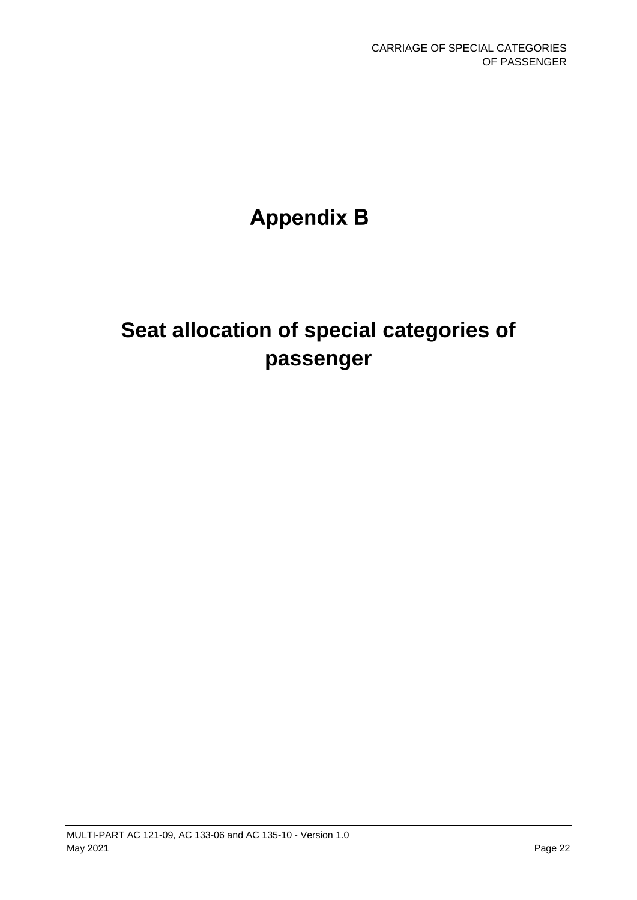# Appendix B

# Seat allocation of special categories of passenger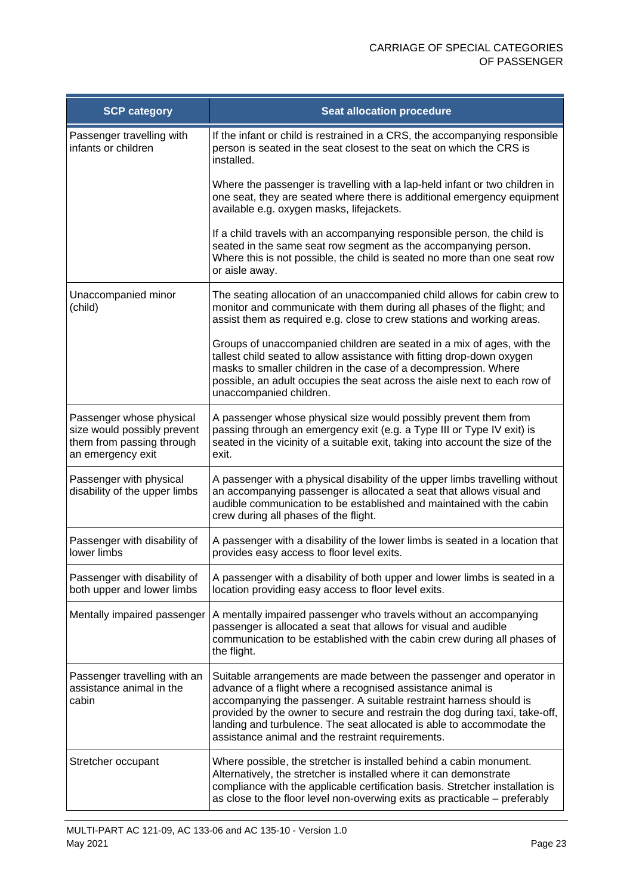| SCP category | Seat allocation procedure |
|---|---|
| Passenger travelling with infants or children | If the infant or child is restrained in a CRS, the accompanying responsible person is seated in the seat closest to the seat on which the CRS is installed.<br><br>Where the passenger is travelling with a lap-held infant or two children in one seat, they are seated where there is additional emergency equipment available e.g. oxygen masks, lifejackets.<br><br>If a child travels with an accompanying responsible person, the child is seated in the same seat row segment as the accompanying person. Where this is not possible, the child is seated no more than one seat row or aisle away. |
| Unaccompanied minor (child) | The seating allocation of an unaccompanied child allows for cabin crew to monitor and communicate with them during all phases of the flight; and assist them as required e.g. close to crew stations and working areas.<br><br>Groups of unaccompanied children are seated in a mix of ages, with the tallest child seated to allow assistance with fitting drop-down oxygen masks to smaller children in the case of a decompression. Where possible, an adult occupies the seat across the aisle next to each row of unaccompanied children. |
| Passenger whose physical size would possibly prevent them from passing through an emergency exit | A passenger whose physical size would possibly prevent them from passing through an emergency exit (e.g. a Type III or Type IV exit) is seated in the vicinity of a suitable exit, taking into account the size of the exit. |
| Passenger with physical disability of the upper limbs | A passenger with a physical disability of the upper limbs travelling without an accompanying passenger is allocated a seat that allows visual and audible communication to be established and maintained with the cabin crew during all phases of the flight. |
| Passenger with disability of lower limbs | A passenger with a disability of the lower limbs is seated in a location that provides easy access to floor level exits. |
| Passenger with disability of both upper and lower limbs | A passenger with a disability of both upper and lower limbs is seated in a location providing easy access to floor level exits. |
| Mentally impaired passenger | A mentally impaired passenger who travels without an accompanying passenger is allocated a seat that allows for visual and audible communication to be established with the cabin crew during all phases of the flight. |
| Passenger travelling with an assistance animal in the cabin | Suitable arrangements are made between the passenger and operator in advance of a flight where a recognised assistance animal is accompanying the passenger. A suitable restraint harness should is provided by the owner to secure and restrain the dog during taxi, take-off, landing and turbulence. The seat allocated is able to accommodate the assistance animal and the restraint requirements. |
| Stretcher occupant | Where possible, the stretcher is installed behind a cabin monument. Alternatively, the stretcher is installed where it can demonstrate compliance with the applicable certification basis. Stretcher installation is as close to the floor level non-overwing exits as practicable – preferably |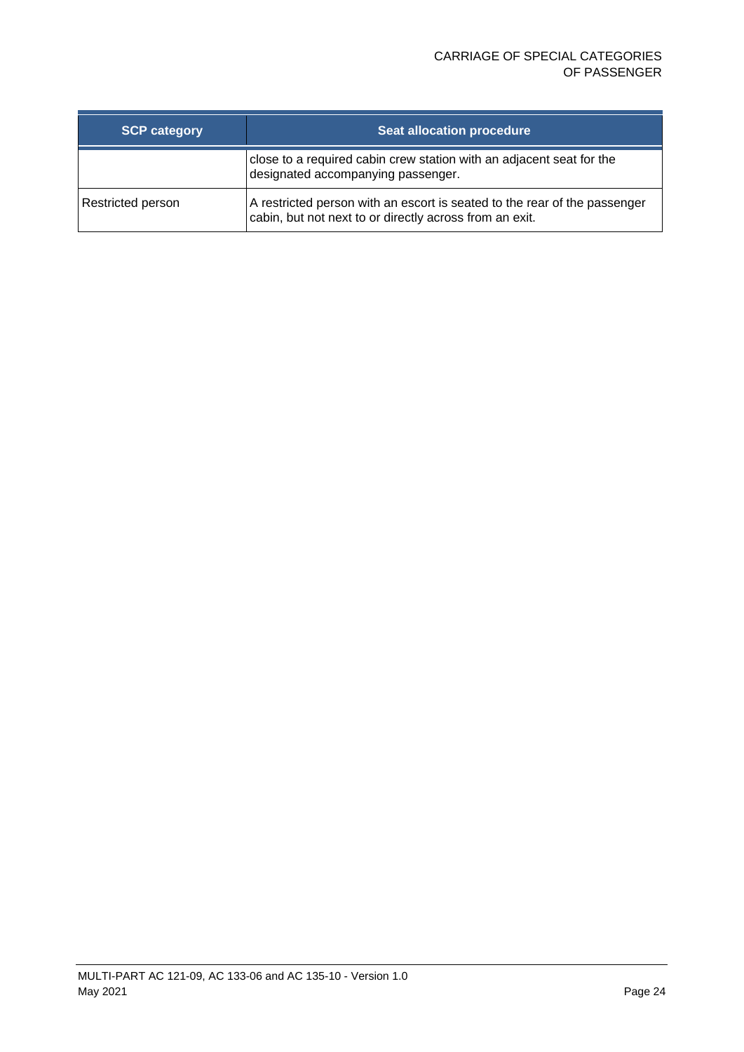| SCP category | Seat allocation procedure |
|---|---|
| | close to a required cabin crew station with an adjacent seat for the designated accompanying passenger. |
| Restricted person | A restricted person with an escort is seated to the rear of the passenger cabin, but not next to or directly across from an exit. |